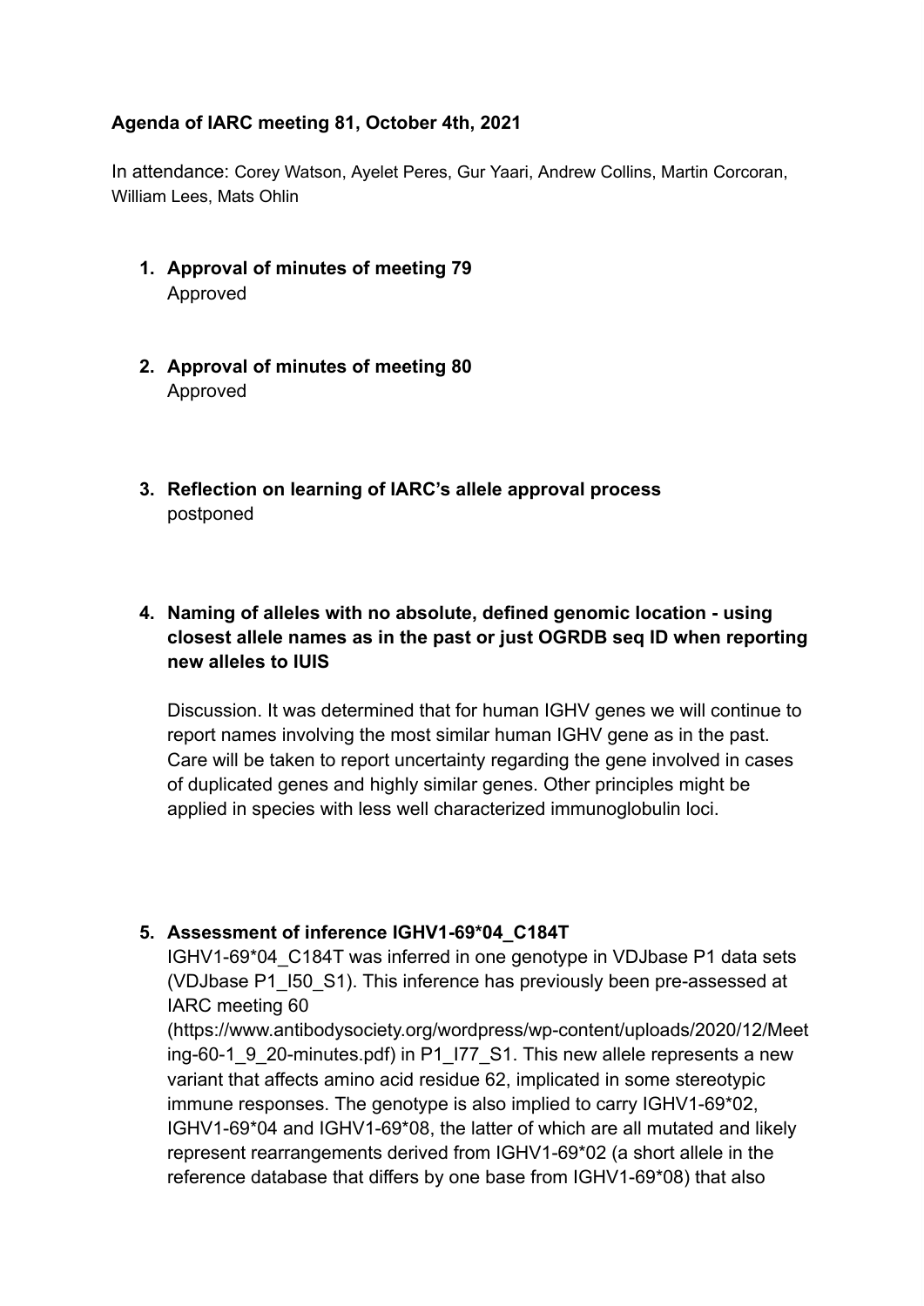**Agenda of IARC meeting 81, October 4th, 2021**

In attendance: Corey Watson, Ayelet Peres, Gur Yaari, Andrew Collins, Martin Corcoran, William Lees, Mats Ohlin

1. **Approval of minutes of meeting 79**
   Approved

2. **Approval of minutes of meeting 80**
   Approved

3. **Reflection on learning of IARC's allele approval process**
   postponed

4. **Naming of alleles with no absolute, defined genomic location - using closest allele names as in the past or just OGRDB seq ID when reporting new alleles to IUIS**

   Discussion. It was determined that for human IGHV genes we will continue to report names involving the most similar human IGHV gene as in the past. Care will be taken to report uncertainty regarding the gene involved in cases of duplicated genes and highly similar genes. Other principles might be applied in species with less well characterized immunoglobulin loci.

5. **Assessment of inference IGHV1-69*04_C184T**
   IGHV1-69*04_C184T was inferred in one genotype in VDJbase P1 data sets (VDJbase P1_I50_S1). This inference has previously been pre-assessed at IARC meeting 60 (https://www.antibodysociety.org/wordpress/wp-content/uploads/2020/12/Meeting-60-1_9_20-minutes.pdf) in P1_I77_S1. This new allele represents a new variant that affects amino acid residue 62, implicated in some stereotypic immune responses. The genotype is also implied to carry IGHV1-69*02, IGHV1-69*04 and IGHV1-69*08, the latter of which are all mutated and likely represent rearrangements derived from IGHV1-69*02 (a short allele in the reference database that differs by one base from IGHV1-69*08) that also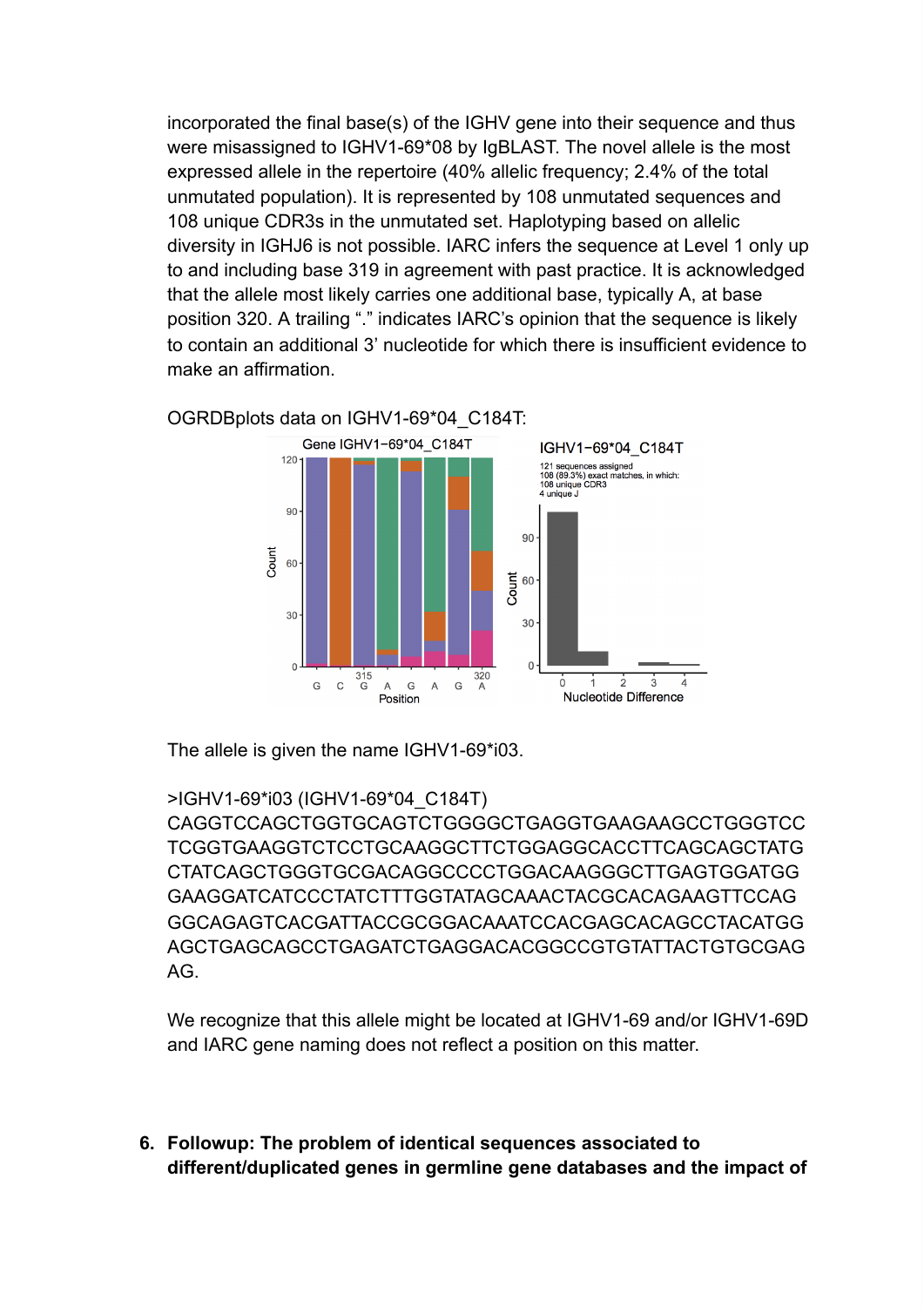incorporated the final base(s) of the IGHV gene into their sequence and thus were misassigned to IGHV1-69*08 by IgBLAST. The novel allele is the most expressed allele in the repertoire (40% allelic frequency; 2.4% of the total unmutated population). It is represented by 108 unmutated sequences and 108 unique CDR3s in the unmutated set. Haplotyping based on allelic diversity in IGHJ6 is not possible. IARC infers the sequence at Level 1 only up to and including base 319 in agreement with past practice. It is acknowledged that the allele most likely carries one additional base, typically A, at base position 320. A trailing "." indicates IARC's opinion that the sequence is likely to contain an additional 3' nucleotide for which there is insufficient evidence to make an affirmation.

OGRDBplots data on IGHV1-69*04_C184T:

The allele is given the name IGHV1-69*i03.

>IGHV1-69*i03 (IGHV1-69*04_C184T)
CAGGTCCAGCTGGTGCAGTCTGGGGCTGAGGTGAAGAAGCCTGGGTCC
TCGGTGAAGGTCTCCTGCAAGGCTTCTGGAGGCACCTTCAGCAGCTATG
CTATCAGCTGGGTGCGACAGGCCCCTGGACAAGGGCTTGAGTGGATGG
GAAGGATCATCCCTATCTTTGGTATAGCAAACTACGCACAGAAGTTCCAG
GGCAGAGTCACGATTACCGCGGACAAATCCACGAGCACAGCCTACATGG
AGCTGAGCAGCCTGAGATCTGAGGACACGGCCGTGTATTACTGTGCGAG
AG.

We recognize that this allele might be located at IGHV1-69 and/or IGHV1-69D and IARC gene naming does not reflect a position on this matter.

6. **Followup: The problem of identical sequences associated to different/duplicated genes in germline gene databases and the impact of**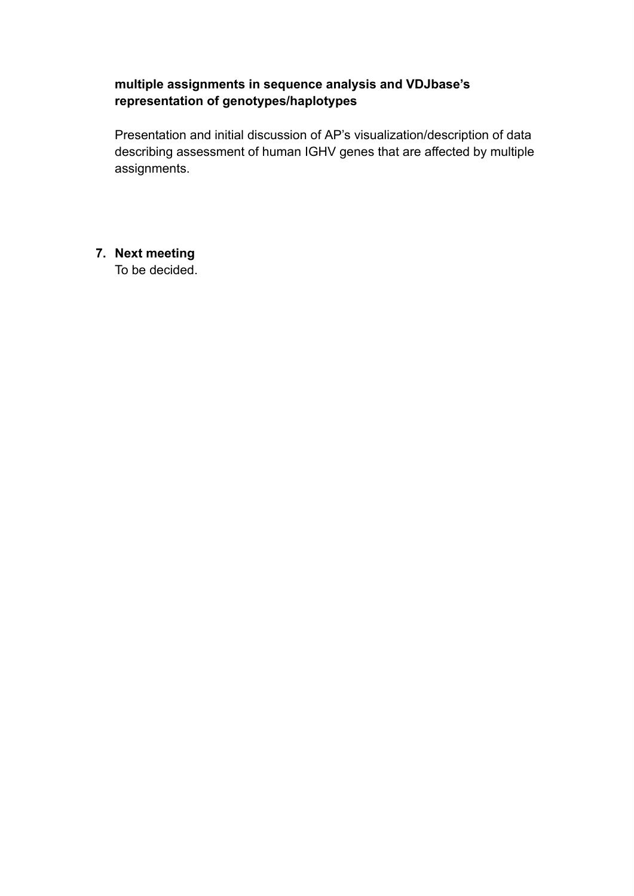**multiple assignments in sequence analysis and VDJbase's representation of genotypes/haplotypes**

Presentation and initial discussion of AP's visualization/description of data describing assessment of human IGHV genes that are affected by multiple assignments.

7. **Next meeting**
   To be decided.